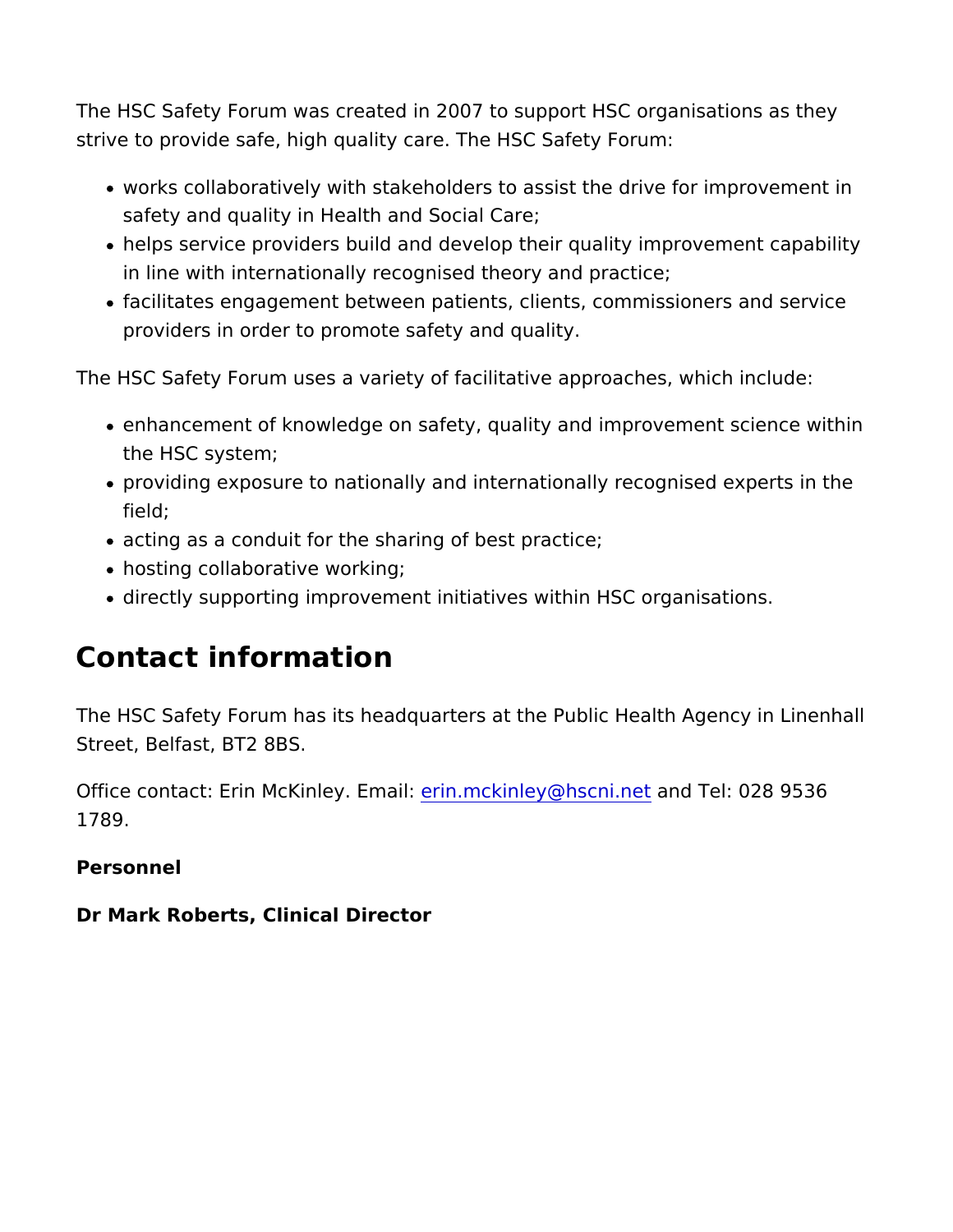The HSC Safety Forum was created in 2007 to support HSC organisations as they strive to provide safe, high quality care. The HSC Safety Forum:

- works collaboratively with stakeholders to assist the drive for improvement in safety and quality in Health and Social Care;
- helps service providers build and develop their quality improvement capability in line with internationally recognised theory and practice;
- facilitates engagement between patients, clients, commissioners and service providers in order to promote safety and quality.

The HSC Safety Forum uses a variety of facilitative approaches, which include:

- enhancement of knowledge on safety, quality and improvement science within the HSC system;
- providing exposure to nationally and internationally recognised experts in the field;
- acting as a conduit for the sharing of best practice;
- hosting collaborative working;
- directly supporting improvement initiatives within HSC organisations.

## Contact information

The HSC Safety Forum has its headquarters at the Public Health Agency in Linenhall Street, Belfast, BT2 8BS.

Office contact: Erin McKinley. Email: erin.mckinley@hscni.net and Tel: 028 9536 1789.

**Personnel**

**Dr Mark Roberts, Clinical Director**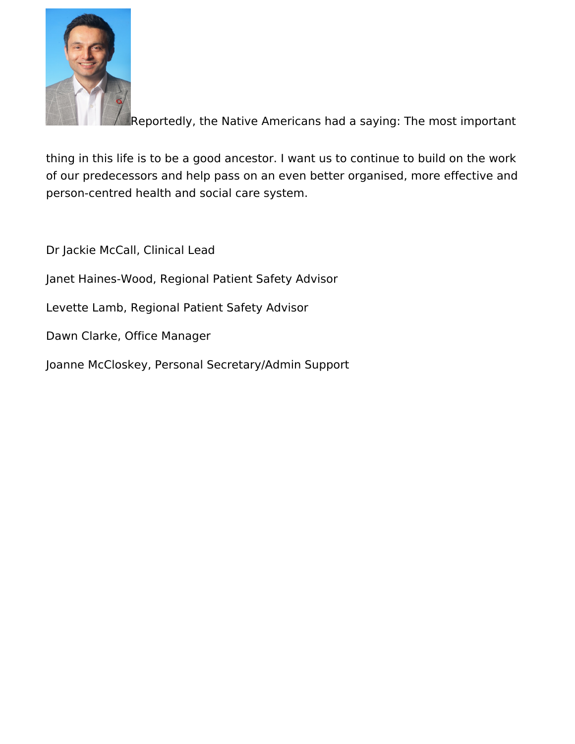Reportedly, the Native Americans had a saying: The most important thing in this life is to be a good ancestor. I want us to continue to build on the work of our predecessors and help pass on an even better organised, more effective and person-centred health and social care system.

Dr Jackie McCall, Clinical Lead

Janet Haines-Wood, Regional Patient Safety Advisor

Levette Lamb, Regional Patient Safety Advisor

Dawn Clarke, Office Manager

Joanne McCloskey, Personal Secretary/Admin Support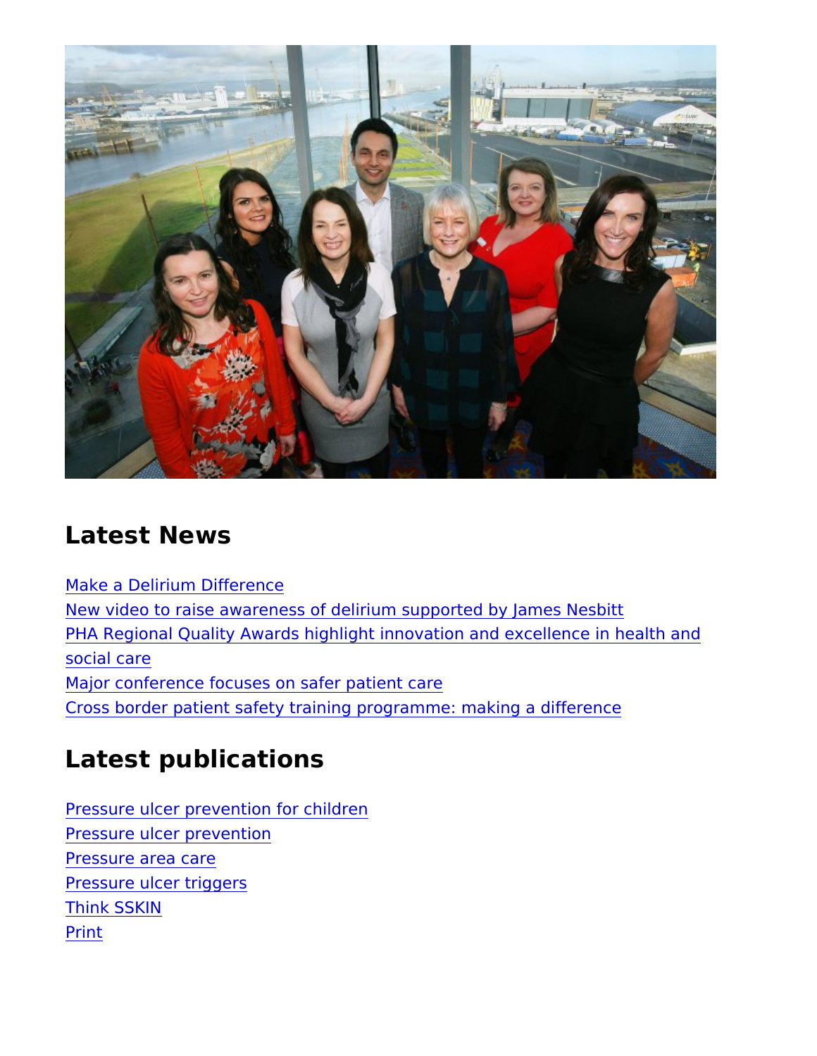## Latest News

[Make a Delirium Difference]
[New video to raise awareness of delirium supported by James Nesbitt]
[PHA Regional Quality Awards highlight innovation and excellence in health and social care]
[Major conference focuses on safer patient care]
[Cross border patient safety training programme: making a difference]

## Latest publications

[Pressure ulcer prevention for children]
[Pressure ulcer prevention]
[Pressure area care]
[Pressure ulcer triggers]
[Think SSKIN]
[Print]